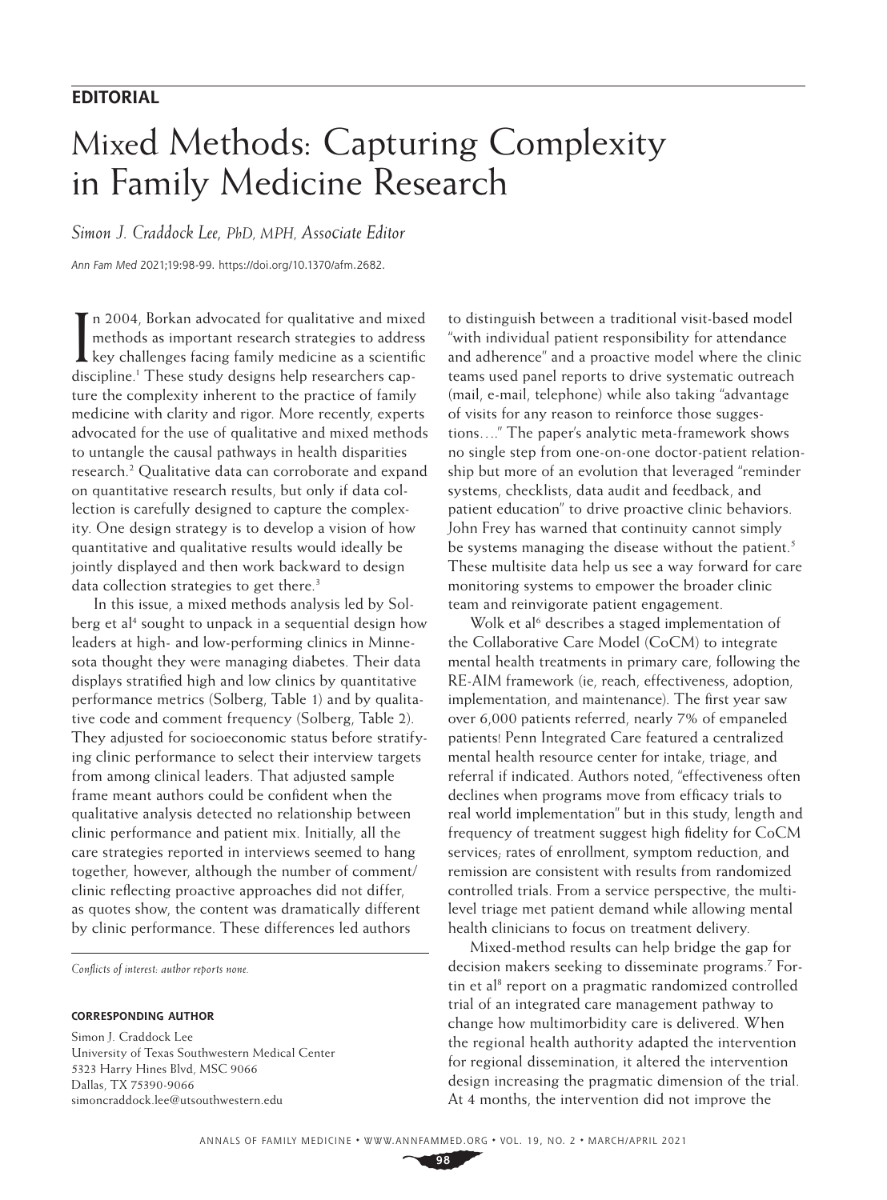**EDITORIAL**

# Mixed Methods: Capturing Complexity in Family Medicine Research

*Simon J. Craddock Lee, PhD, MPH, Associate Editor*

*Ann Fam Med* 2021;19:98-99. https://doi.org/10.1370/afm.2682.

In 2004, Borkan advocated for qualitative and mixed methods as important research strategies to address key challenges facing family medicine as a scientific discipline.[1] These study designs help researchers capture the complexity inherent to the practice of family medicine with clarity and rigor. More recently, experts advocated for the use of qualitative and mixed methods to untangle the causal pathways in health disparities research.[2] Qualitative data can corroborate and expand on quantitative research results, but only if data collection is carefully designed to capture the complexity. One design strategy is to develop a vision of how quantitative and qualitative results would ideally be jointly displayed and then work backward to design data collection strategies to get there.[3]

In this issue, a mixed methods analysis led by Solberg et al[4] sought to unpack in a sequential design how leaders at high- and low-performing clinics in Minnesota thought they were managing diabetes. Their data displays stratified high and low clinics by quantitative performance metrics (Solberg, Table 1) and by qualitative code and comment frequency (Solberg, Table 2). They adjusted for socioeconomic status before stratifying clinic performance to select their interview targets from among clinical leaders. That adjusted sample frame meant authors could be confident when the qualitative analysis detected no relationship between clinic performance and patient mix. Initially, all the care strategies reported in interviews seemed to hang together, however, although the number of comment/clinic reflecting proactive approaches did not differ, as quotes show, the content was dramatically different by clinic performance. These differences led authors to distinguish between a traditional visit-based model "with individual patient responsibility for attendance and adherence" and a proactive model where the clinic teams used panel reports to drive systematic outreach (mail, e-mail, telephone) while also taking "advantage of visits for any reason to reinforce those suggestions…." The paper's analytic meta-framework shows no single step from one-on-one doctor-patient relationship but more of an evolution that leveraged "reminder systems, checklists, data audit and feedback, and patient education" to drive proactive clinic behaviors. John Frey has warned that continuity cannot simply be systems managing the disease without the patient.[5] These multisite data help us see a way forward for care monitoring systems to empower the broader clinic team and reinvigorate patient engagement.

Wolk et al[6] describes a staged implementation of the Collaborative Care Model (CoCM) to integrate mental health treatments in primary care, following the RE-AIM framework (ie, reach, effectiveness, adoption, implementation, and maintenance). The first year saw over 6,000 patients referred, nearly 7% of empaneled patients! Penn Integrated Care featured a centralized mental health resource center for intake, triage, and referral if indicated. Authors noted, "effectiveness often declines when programs move from efficacy trials to real world implementation" but in this study, length and frequency of treatment suggest high fidelity for CoCM services; rates of enrollment, symptom reduction, and remission are consistent with results from randomized controlled trials. From a service perspective, the multilevel triage met patient demand while allowing mental health clinicians to focus on treatment delivery.

Mixed-method results can help bridge the gap for decision makers seeking to disseminate programs.[7] Fortin et al[8] report on a pragmatic randomized controlled trial of an integrated care management pathway to change how multimorbidity care is delivered. When the regional health authority adapted the intervention for regional dissemination, it altered the intervention design increasing the pragmatic dimension of the trial. At 4 months, the intervention did not improve the

*Conflicts of interest: author reports none.*

**CORRESPONDING AUTHOR**

Simon J. Craddock Lee
University of Texas Southwestern Medical Center
5323 Harry Hines Blvd, MSC 9066
Dallas, TX 75390-9066
simoncraddock.lee@utsouthwestern.edu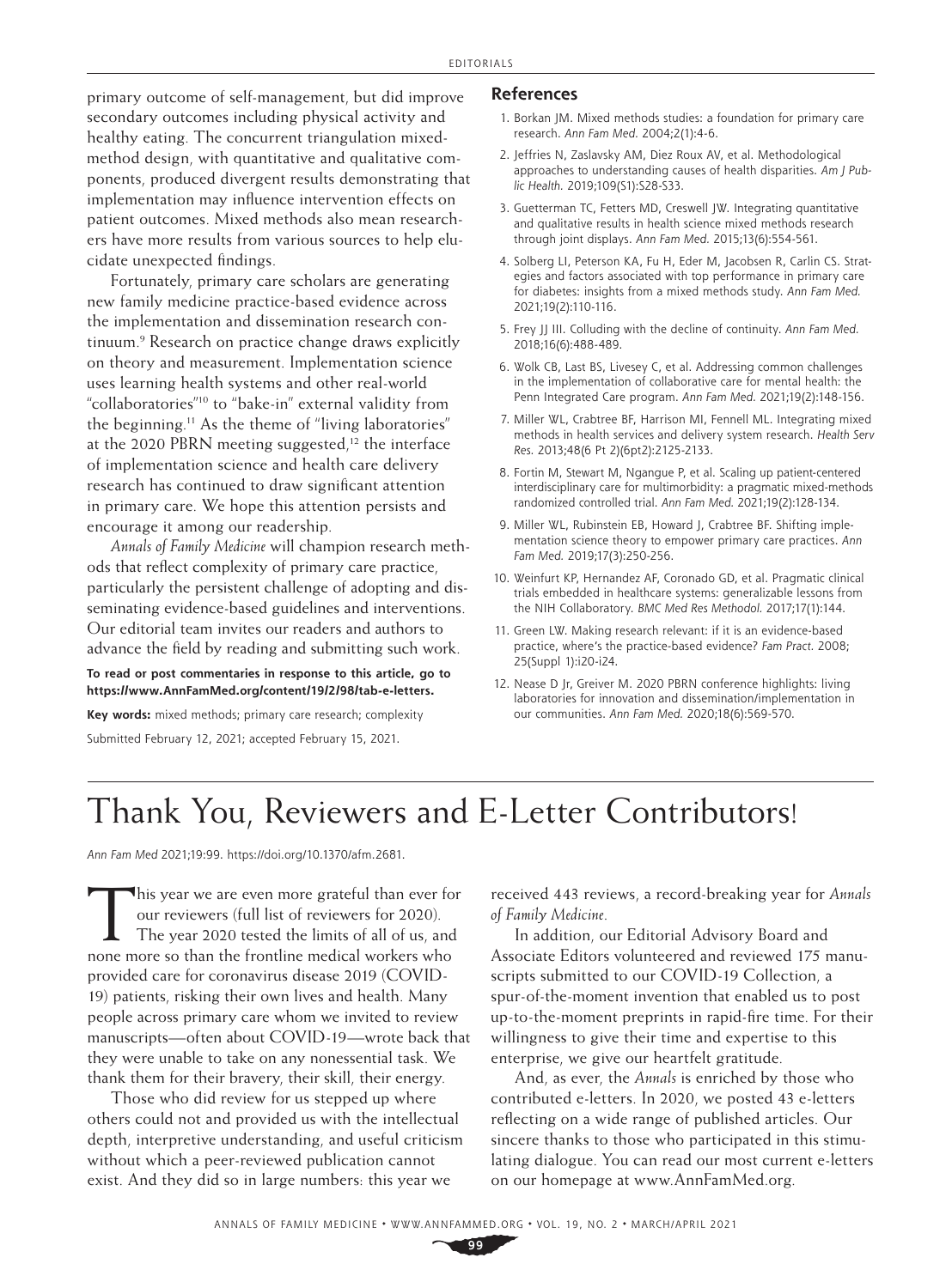primary outcome of self-management, but did improve secondary outcomes including physical activity and healthy eating. The concurrent triangulation mixed-method design, with quantitative and qualitative components, produced divergent results demonstrating that implementation may influence intervention effects on patient outcomes. Mixed methods also mean researchers have more results from various sources to help elucidate unexpected findings.

Fortunately, primary care scholars are generating new family medicine practice-based evidence across the implementation and dissemination research continuum.[9] Research on practice change draws explicitly on theory and measurement. Implementation science uses learning health systems and other real-world "collaboratories"[10] to "bake-in" external validity from the beginning.[11] As the theme of "living laboratories" at the 2020 PBRN meeting suggested,[12] the interface of implementation science and health care delivery research has continued to draw significant attention in primary care. We hope this attention persists and encourage it among our readership.

*Annals of Family Medicine* will champion research methods that reflect complexity of primary care practice, particularly the persistent challenge of adopting and disseminating evidence-based guidelines and interventions. Our editorial team invites our readers and authors to advance the field by reading and submitting such work.

**To read or post commentaries in response to this article, go to https://www.AnnFamMed.org/content/19/2/98/tab-e-letters.**

**Key words:** mixed methods; primary care research; complexity

Submitted February 12, 2021; accepted February 15, 2021.

## References

1. Borkan JM. Mixed methods studies: a foundation for primary care research. *Ann Fam Med.* 2004;2(1):4-6.
2. Jeffries N, Zaslavsky AM, Diez Roux AV, et al. Methodological approaches to understanding causes of health disparities. *Am J Public Health.* 2019;109(S1):S28-S33.
3. Guetterman TC, Fetters MD, Creswell JW. Integrating quantitative and qualitative results in health science mixed methods research through joint displays. *Ann Fam Med.* 2015;13(6):554-561.
4. Solberg LI, Peterson KA, Fu H, Eder M, Jacobsen R, Carlin CS. Strategies and factors associated with top performance in primary care for diabetes: insights from a mixed methods study. *Ann Fam Med.* 2021;19(2):110-116.
5. Frey JJ III. Colluding with the decline of continuity. *Ann Fam Med.* 2018;16(6):488-489.
6. Wolk CB, Last BS, Livesey C, et al. Addressing common challenges in the implementation of collaborative care for mental health: the Penn Integrated Care program. *Ann Fam Med.* 2021;19(2):148-156.
7. Miller WL, Crabtree BF, Harrison MI, Fennell ML. Integrating mixed methods in health services and delivery system research. *Health Serv Res.* 2013;48(6 Pt 2)(6pt2):2125-2133.
8. Fortin M, Stewart M, Ngangue P, et al. Scaling up patient-centered interdisciplinary care for multimorbidity: a pragmatic mixed-methods randomized controlled trial. *Ann Fam Med.* 2021;19(2):128-134.
9. Miller WL, Rubinstein EB, Howard J, Crabtree BF. Shifting implementation science theory to empower primary care practices. *Ann Fam Med.* 2019;17(3):250-256.
10. Weinfurt KP, Hernandez AF, Coronado GD, et al. Pragmatic clinical trials embedded in healthcare systems: generalizable lessons from the NIH Collaboratory. *BMC Med Res Methodol.* 2017;17(1):144.
11. Green LW. Making research relevant: if it is an evidence-based practice, where's the practice-based evidence? *Fam Pract.* 2008; 25(Suppl 1):i20-i24.
12. Nease D Jr, Greiver M. 2020 PBRN conference highlights: living laboratories for innovation and dissemination/implementation in our communities. *Ann Fam Med.* 2020;18(6):569-570.

# Thank You, Reviewers and E-Letter Contributors!

*Ann Fam Med* 2021;19:99. https://doi.org/10.1370/afm.2681.

This year we are even more grateful than ever for our reviewers (full list of reviewers for 2020). The year 2020 tested the limits of all of us, and none more so than the frontline medical workers who provided care for coronavirus disease 2019 (COVID-19) patients, risking their own lives and health. Many people across primary care whom we invited to review manuscripts—often about COVID-19—wrote back that they were unable to take on any nonessential task. We thank them for their bravery, their skill, their energy.

Those who did review for us stepped up where others could not and provided us with the intellectual depth, interpretive understanding, and useful criticism without which a peer-reviewed publication cannot exist. And they did so in large numbers: this year we received 443 reviews, a record-breaking year for *Annals of Family Medicine*.

In addition, our Editorial Advisory Board and Associate Editors volunteered and reviewed 175 manuscripts submitted to our COVID-19 Collection, a spur-of-the-moment invention that enabled us to post up-to-the-moment preprints in rapid-fire time. For their willingness to give their time and expertise to this enterprise, we give our heartfelt gratitude.

And, as ever, the *Annals* is enriched by those who contributed e-letters. In 2020, we posted 43 e-letters reflecting on a wide range of published articles. Our sincere thanks to those who participated in this stimulating dialogue. You can read our most current e-letters on our homepage at www.AnnFamMed.org.